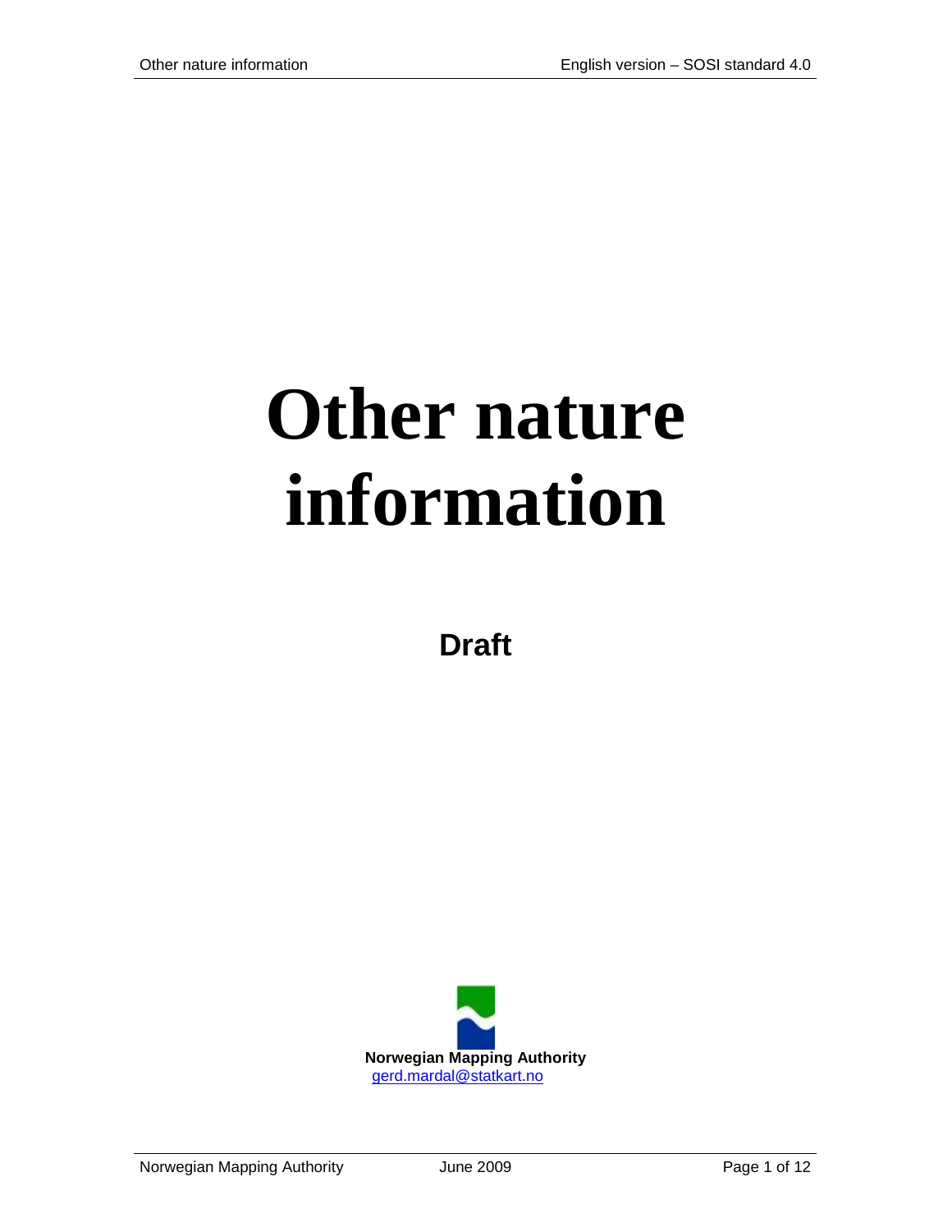# Other nature information

**Draft**

**Norwegian Mapping Authority**
gerd.mardal@statkart.no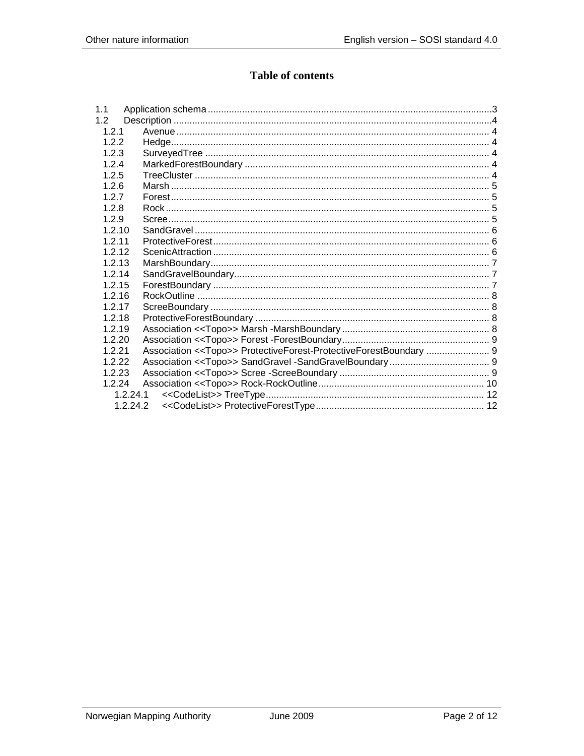# Table of contents

- 1.1 Application schema ...................................................................................... 3
- 1.2 Description ................................................................................................ 4
  - 1.2.1 Avenue ............................................................................................... 4
  - 1.2.2 Hedge .................................................................................................. 4
  - 1.2.3 SurveyedTree ...................................................................................... 4
  - 1.2.4 MarkedForestBoundary ....................................................................... 4
  - 1.2.5 TreeCluster ......................................................................................... 4
  - 1.2.6 Marsh .................................................................................................. 5
  - 1.2.7 Forest .................................................................................................. 5
  - 1.2.8 Rock .................................................................................................... 5
  - 1.2.9 Scree ................................................................................................... 5
  - 1.2.10 SandGravel ........................................................................................ 6
  - 1.2.11 ProtectiveForest ................................................................................. 6
  - 1.2.12 ScenicAttraction ................................................................................. 6
  - 1.2.13 MarshBoundary ................................................................................... 7
  - 1.2.14 SandGravelBoundary .......................................................................... 7
  - 1.2.15 ForestBoundary .................................................................................. 7
  - 1.2.16 RockOutline ........................................................................................ 8
  - 1.2.17 ScreeBoundary .................................................................................... 8
  - 1.2.18 ProtectiveForestBoundary ................................................................... 8
  - 1.2.19 Association <<Topo>> Marsh -MarshBoundary ...................................... 8
  - 1.2.20 Association <<Topo>> Forest -ForestBoundary ...................................... 9
  - 1.2.21 Association <<Topo>> ProtectiveForest-ProtectiveForestBoundary ........ 9
  - 1.2.22 Association <<Topo>> SandGravel -SandGravelBoundary ...................... 9
  - 1.2.23 Association <<Topo>> Scree -ScreeBoundary ........................................ 9
  - 1.2.24 Association <<Topo>> Rock-RockOutline ............................................. 10
    - 1.2.24.1 <<CodeList>> TreeType ................................................................ 12
    - 1.2.24.2 <<CodeList>> ProtectiveForestType .............................................. 12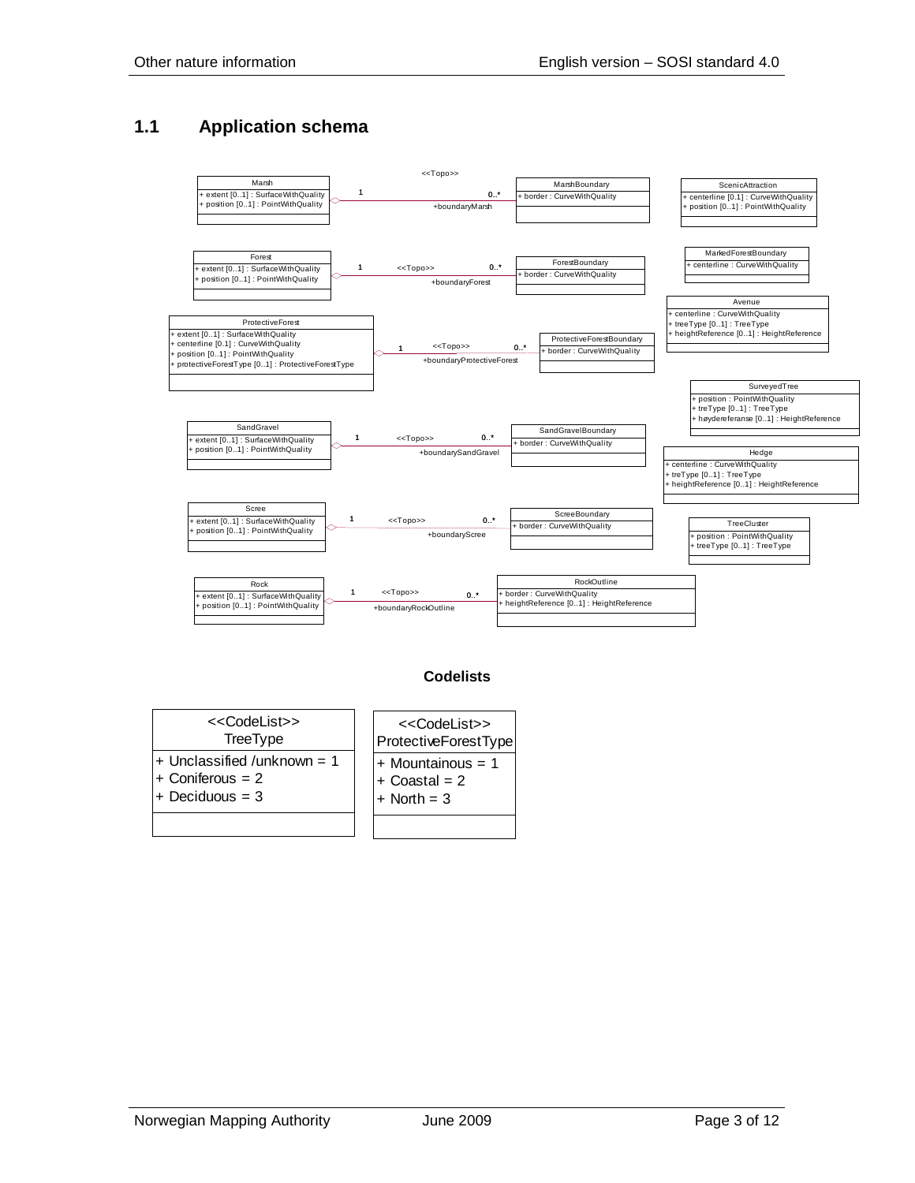## 1.1 Application schema

**Marsh**
- + extent [0..1] : SurfaceWithQuality
- + position [0..1] : PointWithQuality

<<Topo>> Marsh 1 — 0..* MarshBoundary (+boundaryMarsh)

**MarshBoundary**
- + border : CurveWithQuality

**ScenicAttraction**
- + centerline [0.1] : CurveWithQuality
- + position [0..1] : PointWithQuality

**Forest**
- + extent [0..1] : SurfaceWithQuality
- + position [0..1] : PointWithQuality

<<Topo>> Forest 1 — 0..* ForestBoundary (+boundaryForest)

**ForestBoundary**
- + border : CurveWithQuality

**MarkedForestBoundary**
- + centerline : CurveWithQuality

**Avenue**
- + centerline : CurveWithQuality
- + treeType [0..1] : TreeType
- + heightReference [0..1] : HeightReference

**ProtectiveForest**
- + extent [0..1] : SurfaceWithQuality
- + centerline [0.1] : CurveWithQuality
- + position [0..1] : PointWithQuality
- + protectiveForestType [0..1] : ProtectiveForestType

<<Topo>> ProtectiveForest 1 — 0..* ProtectiveForestBoundary (+boundaryProtectiveForest)

**ProtectiveForestBoundary**
- + border : CurveWithQuality

**SurveyedTree**
- + position : PointWithQuality
- + treType [0..1] : TreeType
- + høydereferanse [0..1] : HeightReference

**SandGravel**
- + extent [0..1] : SurfaceWithQuality
- + position [0..1] : PointWithQuality

<<Topo>> SandGravel 1 — 0..* SandGravelBoundary (+boundarySandGravel)

**SandGravelBoundary**
- + border : CurveWithQuality

**Hedge**
- + centerline : CurveWithQuality
- + treType [0..1] : TreeType
- + heightReference [0..1] : HeightReference

**Scree**
- + extent [0..1] : SurfaceWithQuality
- + position [0..1] : PointWithQuality

<<Topo>> Scree 1 — 0..* ScreeBoundary (+boundaryScree)

**ScreeBoundary**
- + border : CurveWithQuality

**TreeCluster**
- + position : PointWithQuality
- + treeType [0..1] : TreeType

**Rock**
- + extent [0..1] : SurfaceWithQuality
- + position [0..1] : PointWithQuality

<<Topo>> Rock 1 — 0..* RockOutline (+boundaryRockOutline)

**RockOutline**
- + border : CurveWithQuality
- + heightReference [0..1] : HeightReference

### Codelists

| <<CodeList>> TreeType |
|---|
| + Unclassified /unknown = 1 |
| + Coniferous = 2 |
| + Deciduous = 3 |

| <<CodeList>> ProtectiveForestType |
|---|
| + Mountainous = 1 |
| + Coastal = 2 |
| + North = 3 |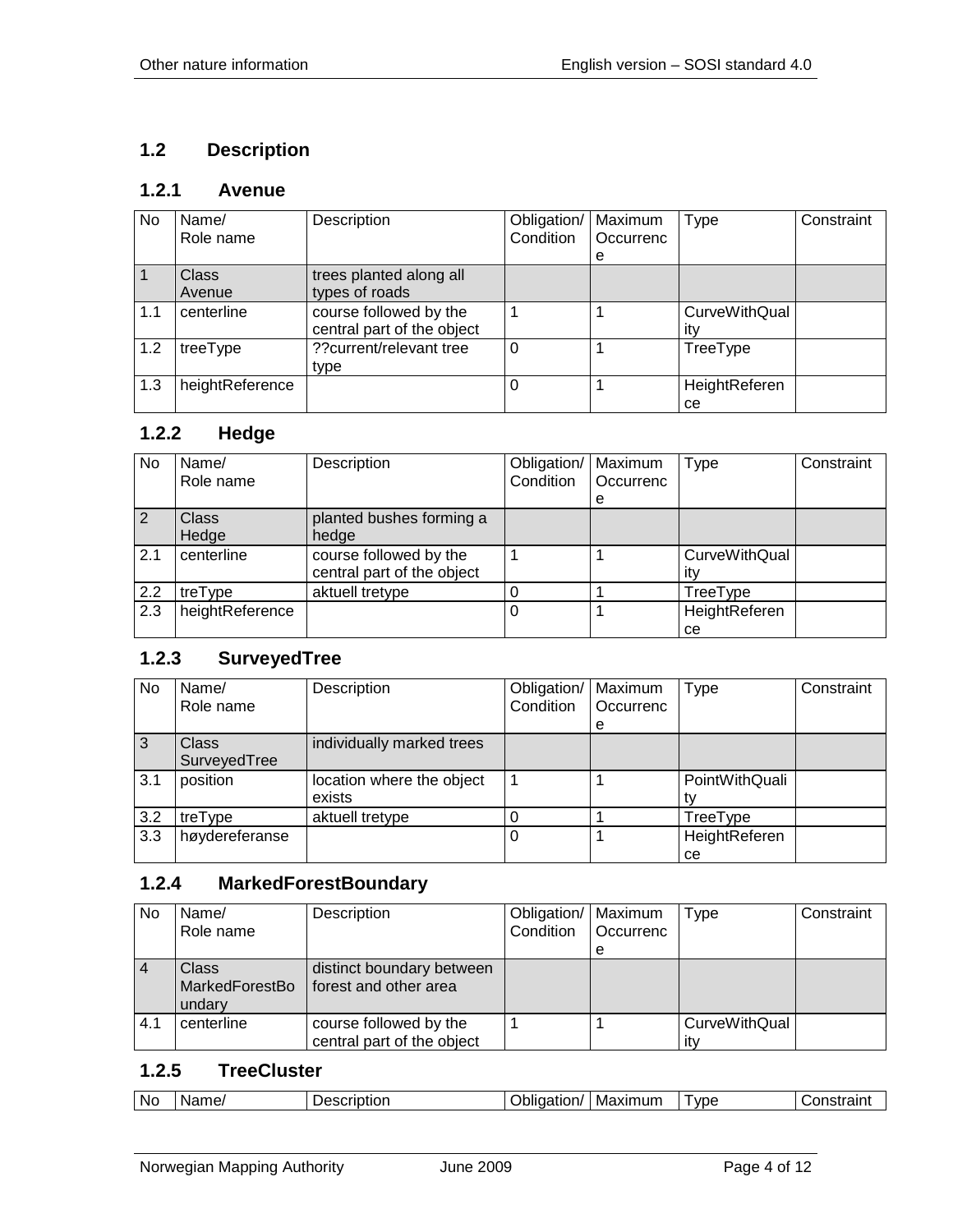## 1.2 Description

### 1.2.1 Avenue

| No | Name/<br>Role name | Description | Obligation/<br>Condition | Maximum<br>Occurrence | Type | Constraint |
|---|---|---|---|---|---|---|
| 1 | Class<br>Avenue | trees planted along all types of roads | | | | |
| 1.1 | centerline | course followed by the central part of the object | 1 | 1 | CurveWithQuality | |
| 1.2 | treeType | ??current/relevant tree type | 0 | 1 | TreeType | |
| 1.3 | heightReference | | 0 | 1 | HeightReference | |

### 1.2.2 Hedge

| No | Name/<br>Role name | Description | Obligation/<br>Condition | Maximum<br>Occurrence | Type | Constraint |
|---|---|---|---|---|---|---|
| 2 | Class<br>Hedge | planted bushes forming a hedge | | | | |
| 2.1 | centerline | course followed by the central part of the object | 1 | 1 | CurveWithQuality | |
| 2.2 | treType | aktuell tretype | 0 | 1 | TreeType | |
| 2.3 | heightReference | | 0 | 1 | HeightReference | |

### 1.2.3 SurveyedTree

| No | Name/<br>Role name | Description | Obligation/<br>Condition | Maximum<br>Occurrence | Type | Constraint |
|---|---|---|---|---|---|---|
| 3 | Class<br>SurveyedTree | individually marked trees | | | | |
| 3.1 | position | location where the object exists | 1 | 1 | PointWithQuality | |
| 3.2 | treType | aktuell tretype | 0 | 1 | TreeType | |
| 3.3 | høydereferanse | | 0 | 1 | HeightReference | |

### 1.2.4 MarkedForestBoundary

| No | Name/<br>Role name | Description | Obligation/<br>Condition | Maximum<br>Occurrence | Type | Constraint |
|---|---|---|---|---|---|---|
| 4 | Class<br>MarkedForestBoundary | distinct boundary between forest and other area | | | | |
| 4.1 | centerline | course followed by the central part of the object | 1 | 1 | CurveWithQuality | |

### 1.2.5 TreeCluster

| No | Name/ | Description | Obligation/ | Maximum | Type | Constraint |
|---|---|---|---|---|---|---|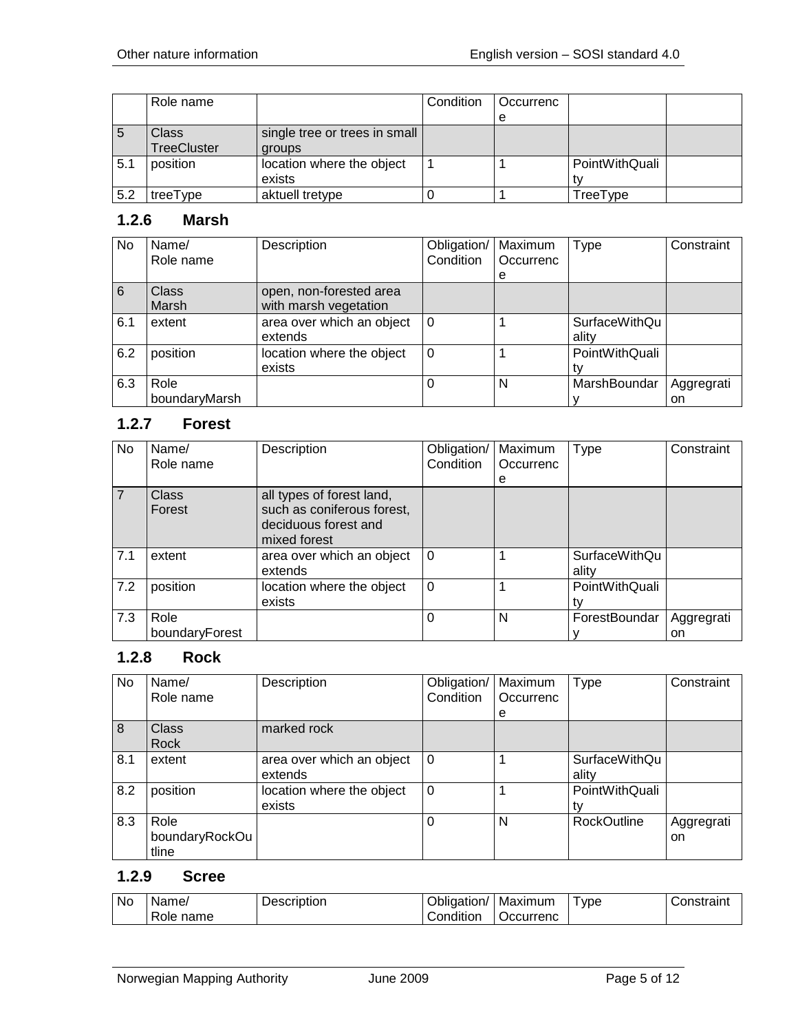|  | Role name |  | Condition | Occurrence |  |  |
|---|---|---|---|---|---|---|
| 5 | Class TreeCluster | single tree or trees in small groups |  |  |  |  |
| 5.1 | position | location where the object exists | 1 | 1 | PointWithQuality |  |
| 5.2 | treeType | aktuell tretype | 0 | 1 | TreeType |  |

### 1.2.6 Marsh

| No | Name/ Role name | Description | Obligation/ Condition | Maximum Occurrence | Type | Constraint |
|---|---|---|---|---|---|---|
| 6 | Class Marsh | open, non-forested area with marsh vegetation |  |  |  |  |
| 6.1 | extent | area over which an object extends | 0 | 1 | SurfaceWithQuality |  |
| 6.2 | position | location where the object exists | 0 | 1 | PointWithQuality |  |
| 6.3 | Role boundaryMarsh |  | 0 | N | MarshBoundary | Aggregation |

### 1.2.7 Forest

| No | Name/ Role name | Description | Obligation/ Condition | Maximum Occurrence | Type | Constraint |
|---|---|---|---|---|---|---|
| 7 | Class Forest | all types of forest land, such as coniferous forest, deciduous forest and mixed forest |  |  |  |  |
| 7.1 | extent | area over which an object extends | 0 | 1 | SurfaceWithQuality |  |
| 7.2 | position | location where the object exists | 0 | 1 | PointWithQuality |  |
| 7.3 | Role boundaryForest |  | 0 | N | ForestBoundary | Aggregation |

### 1.2.8 Rock

| No | Name/ Role name | Description | Obligation/ Condition | Maximum Occurrence | Type | Constraint |
|---|---|---|---|---|---|---|
| 8 | Class Rock | marked rock |  |  |  |  |
| 8.1 | extent | area over which an object extends | 0 | 1 | SurfaceWithQuality |  |
| 8.2 | position | location where the object exists | 0 | 1 | PointWithQuality |  |
| 8.3 | Role boundaryRockOutline |  | 0 | N | RockOutline | Aggregation |

### 1.2.9 Scree

| No | Name/ Role name | Description | Obligation/ Condition | Maximum Occurrenc | Type | Constraint |
|---|---|---|---|---|---|---|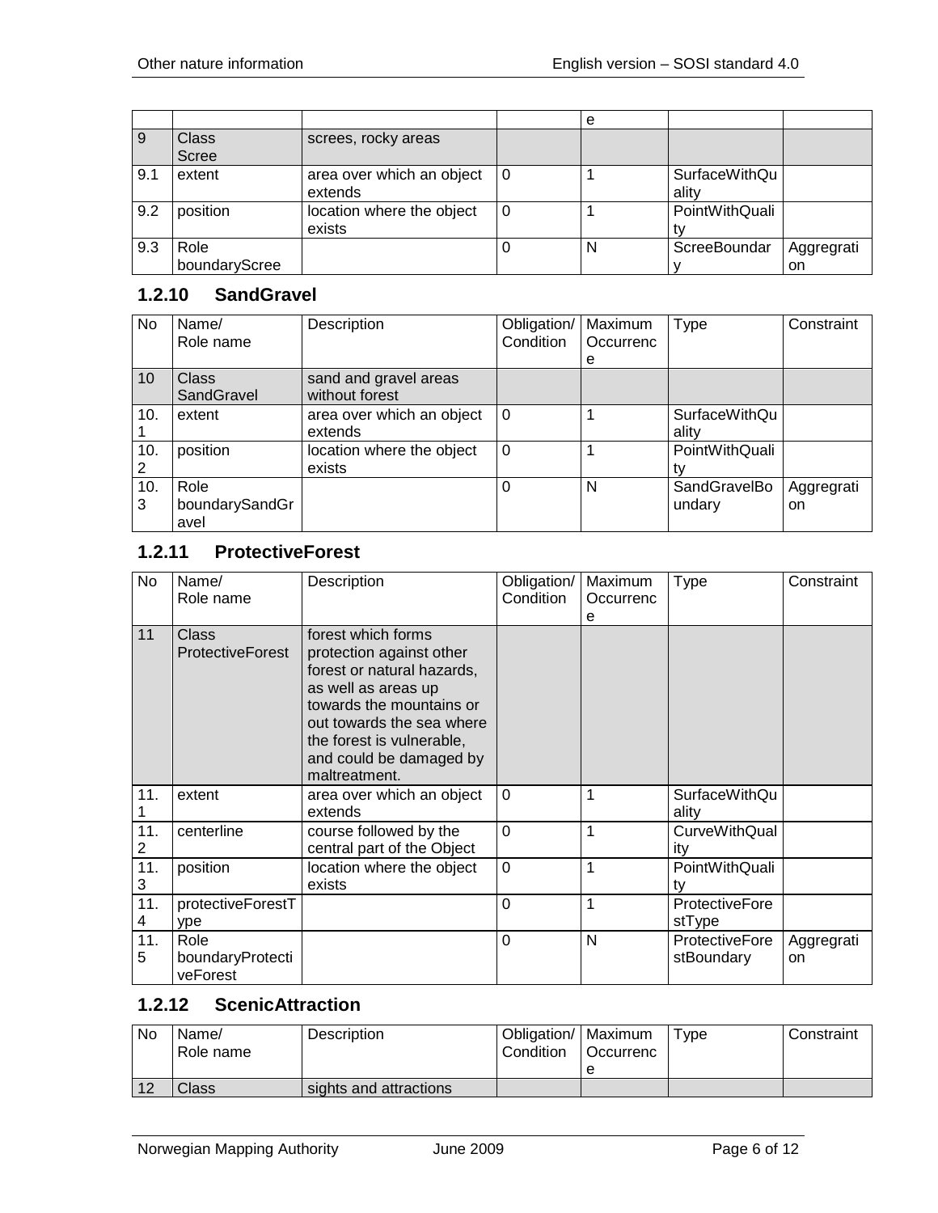| No | Name/ Role name | Description | Obligation/ Condition | Maximum Occurrence | Type | Constraint |
|---|---|---|---|---|---|---|
| 9 | Class Scree | screes, rocky areas | | | | |
| 9.1 | extent | area over which an object extends | 0 | 1 | SurfaceWithQuality | |
| 9.2 | position | location where the object exists | 0 | 1 | PointWithQuality | |
| 9.3 | Role boundaryScree | | 0 | N | ScreeBoundary | Aggregration |

### 1.2.10 SandGravel

| No | Name/ Role name | Description | Obligation/ Condition | Maximum Occurrence | Type | Constraint |
|---|---|---|---|---|---|---|
| 10 | Class SandGravel | sand and gravel areas without forest | | | | |
| 10.1 | extent | area over which an object extends | 0 | 1 | SurfaceWithQuality | |
| 10.2 | position | location where the object exists | 0 | 1 | PointWithQuality | |
| 10.3 | Role boundarySandGravel | | 0 | N | SandGravelBoundary | Aggregration |

### 1.2.11 ProtectiveForest

| No | Name/ Role name | Description | Obligation/ Condition | Maximum Occurrence | Type | Constraint |
|---|---|---|---|---|---|---|
| 11 | Class ProtectiveForest | forest which forms protection against other forest or natural hazards, as well as areas up towards the mountains or out towards the sea where the forest is vulnerable, and could be damaged by maltreatment. | | | | |
| 11.1 | extent | area over which an object extends | 0 | 1 | SurfaceWithQuality | |
| 11.2 | centerline | course followed by the central part of the Object | 0 | 1 | CurveWithQuality | |
| 11.3 | position | location where the object exists | 0 | 1 | PointWithQuality | |
| 11.4 | protectiveForestType | | 0 | 1 | ProtectiveForestType | |
| 11.5 | Role boundaryProtectiveForest | | 0 | N | ProtectiveForestBoundary | Aggregration |

### 1.2.12 ScenicAttraction

| No | Name/ Role name | Description | Obligation/ Condition | Maximum Occurrence | Type | Constraint |
|---|---|---|---|---|---|---|
| 12 | Class | sights and attractions | | | | |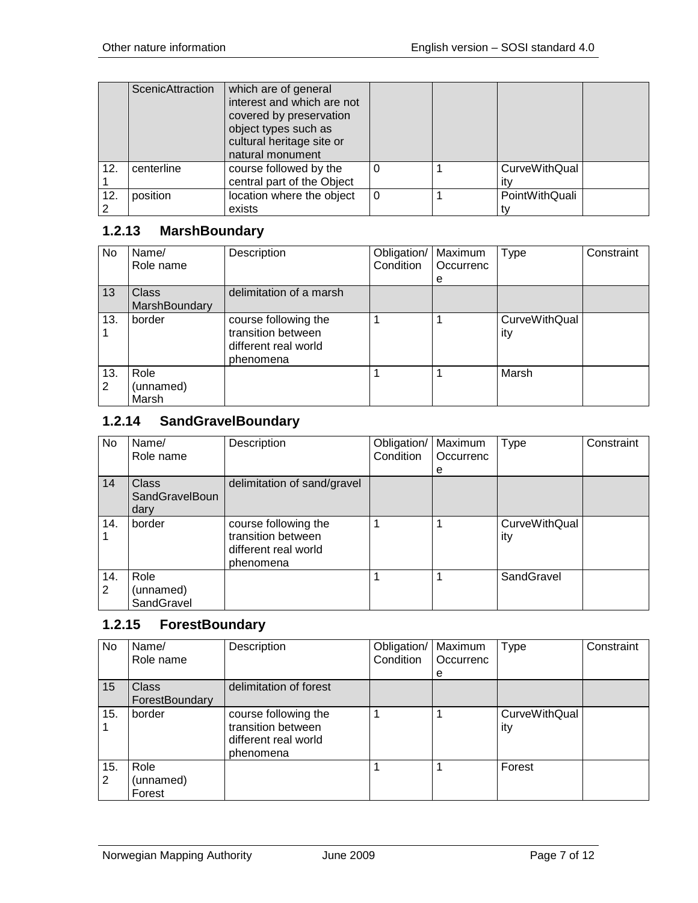|  | ScenicAttraction | which are of general interest and which are not covered by preservation object types such as cultural heritage site or natural monument |  |  |  |  |
|---|---|---|---|---|---|---|
| 12.1 | centerline | course followed by the central part of the Object | 0 | 1 | CurveWithQuality |  |
| 12.2 | position | location where the object exists | 0 | 1 | PointWithQuality |  |

### 1.2.13 MarshBoundary

| No | Name/ Role name | Description | Obligation/ Condition | Maximum Occurrence | Type | Constraint |
|---|---|---|---|---|---|---|
| 13 | Class MarshBoundary | delimitation of a marsh |  |  |  |  |
| 13.1 | border | course following the transition between different real world phenomena | 1 | 1 | CurveWithQuality |  |
| 13.2 | Role (unnamed) Marsh |  | 1 | 1 | Marsh |  |

### 1.2.14 SandGravelBoundary

| No | Name/ Role name | Description | Obligation/ Condition | Maximum Occurrence | Type | Constraint |
|---|---|---|---|---|---|---|
| 14 | Class SandGravelBoundary | delimitation of sand/gravel |  |  |  |  |
| 14.1 | border | course following the transition between different real world phenomena | 1 | 1 | CurveWithQuality |  |
| 14.2 | Role (unnamed) SandGravel |  | 1 | 1 | SandGravel |  |

### 1.2.15 ForestBoundary

| No | Name/ Role name | Description | Obligation/ Condition | Maximum Occurrence | Type | Constraint |
|---|---|---|---|---|---|---|
| 15 | Class ForestBoundary | delimitation of forest |  |  |  |  |
| 15.1 | border | course following the transition between different real world phenomena | 1 | 1 | CurveWithQuality |  |
| 15.2 | Role (unnamed) Forest |  | 1 | 1 | Forest |  |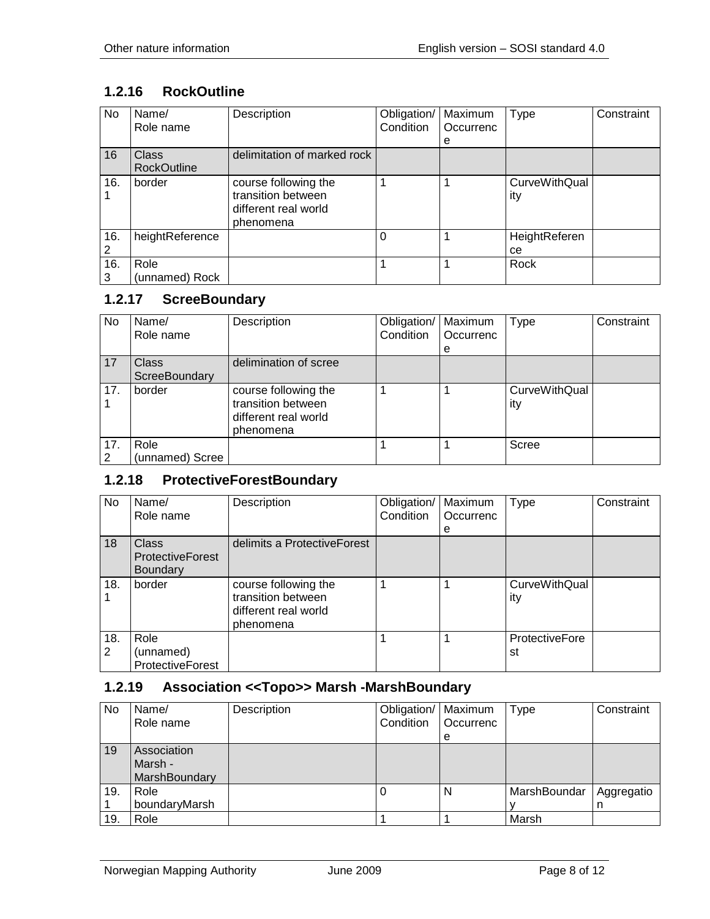### 1.2.16 RockOutline

| No | Name/ Role name | Description | Obligation/ Condition | Maximum Occurrence | Type | Constraint |
|---|---|---|---|---|---|---|
| 16 | Class RockOutline | delimitation of marked rock | | | | |
| 16.1 | border | course following the transition between different real world phenomena | 1 | 1 | CurveWithQuality | |
| 16.2 | heightReference | | 0 | 1 | HeightReference | |
| 16.3 | Role (unnamed) Rock | | 1 | 1 | Rock | |

### 1.2.17 ScreeBoundary

| No | Name/ Role name | Description | Obligation/ Condition | Maximum Occurrence | Type | Constraint |
|---|---|---|---|---|---|---|
| 17 | Class ScreeBoundary | delimination of scree | | | | |
| 17.1 | border | course following the transition between different real world phenomena | 1 | 1 | CurveWithQuality | |
| 17.2 | Role (unnamed) Scree | | 1 | 1 | Scree | |

### 1.2.18 ProtectiveForestBoundary

| No | Name/ Role name | Description | Obligation/ Condition | Maximum Occurrence | Type | Constraint |
|---|---|---|---|---|---|---|
| 18 | Class ProtectiveForest Boundary | delimits a ProtectiveForest | | | | |
| 18.1 | border | course following the transition between different real world phenomena | 1 | 1 | CurveWithQuality | |
| 18.2 | Role (unnamed) ProtectiveForest | | 1 | 1 | ProtectiveForest | |

### 1.2.19 Association <<Topo>> Marsh -MarshBoundary

| No | Name/ Role name | Description | Obligation/ Condition | Maximum Occurrence | Type | Constraint |
|---|---|---|---|---|---|---|
| 19 | Association Marsh - MarshBoundary | | | | | |
| 19.1 | Role boundaryMarsh | | 0 | N | MarshBoundary | Aggregation |
| 19. | Role | | 1 | 1 | Marsh | |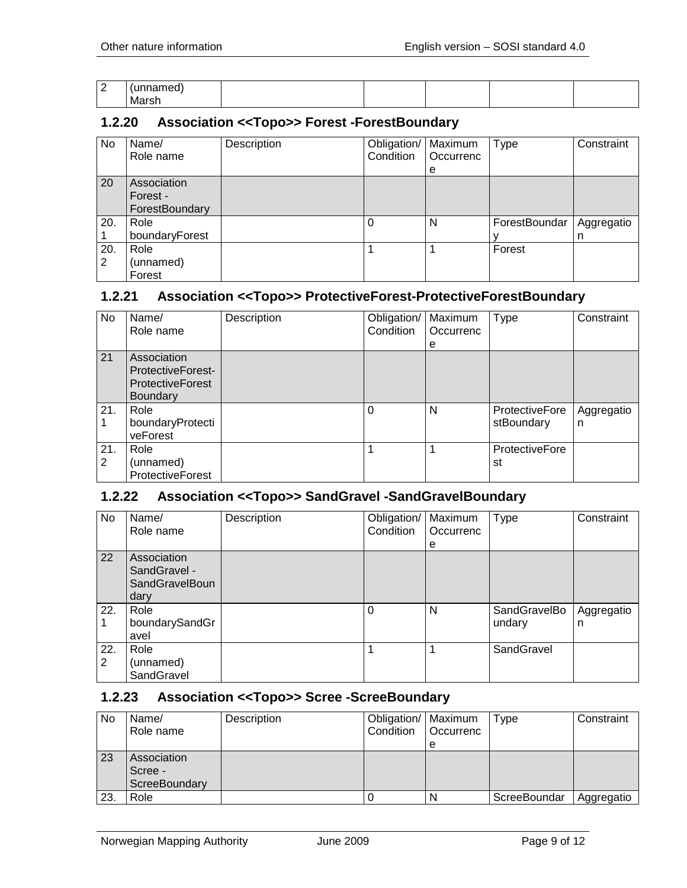| 2 | (unnamed) Marsh | | | | | |
|---|---|---|---|---|---|---|

### 1.2.20 Association <<Topo>> Forest -ForestBoundary

| No | Name/ Role name | Description | Obligation/ Condition | Maximum Occurrence | Type | Constraint |
|---|---|---|---|---|---|---|
| 20 | Association Forest - ForestBoundary | | | | | |
| 20.1 | Role boundaryForest | | 0 | N | ForestBoundary | Aggregation |
| 20.2 | Role (unnamed) Forest | | 1 | 1 | Forest | |

### 1.2.21 Association <<Topo>> ProtectiveForest-ProtectiveForestBoundary

| No | Name/ Role name | Description | Obligation/ Condition | Maximum Occurrence | Type | Constraint |
|---|---|---|---|---|---|---|
| 21 | Association ProtectiveForest-ProtectiveForestBoundary | | | | | |
| 21.1 | Role boundaryProtectiveForest | | 0 | N | ProtectiveForestBoundary | Aggregation |
| 21.2 | Role (unnamed) ProtectiveForest | | 1 | 1 | ProtectiveForest | |

### 1.2.22 Association <<Topo>> SandGravel -SandGravelBoundary

| No | Name/ Role name | Description | Obligation/ Condition | Maximum Occurrence | Type | Constraint |
|---|---|---|---|---|---|---|
| 22 | Association SandGravel - SandGravelBoundary | | | | | |
| 22.1 | Role boundarySandGravel | | 0 | N | SandGravelBoundary | Aggregation |
| 22.2 | Role (unnamed) SandGravel | | 1 | 1 | SandGravel | |

### 1.2.23 Association <<Topo>> Scree -ScreeBoundary

| No | Name/ Role name | Description | Obligation/ Condition | Maximum Occurrence | Type | Constraint |
|---|---|---|---|---|---|---|
| 23 | Association Scree - ScreeBoundary | | | | | |
| 23. | Role | | 0 | N | ScreeBoundar | Aggregatio |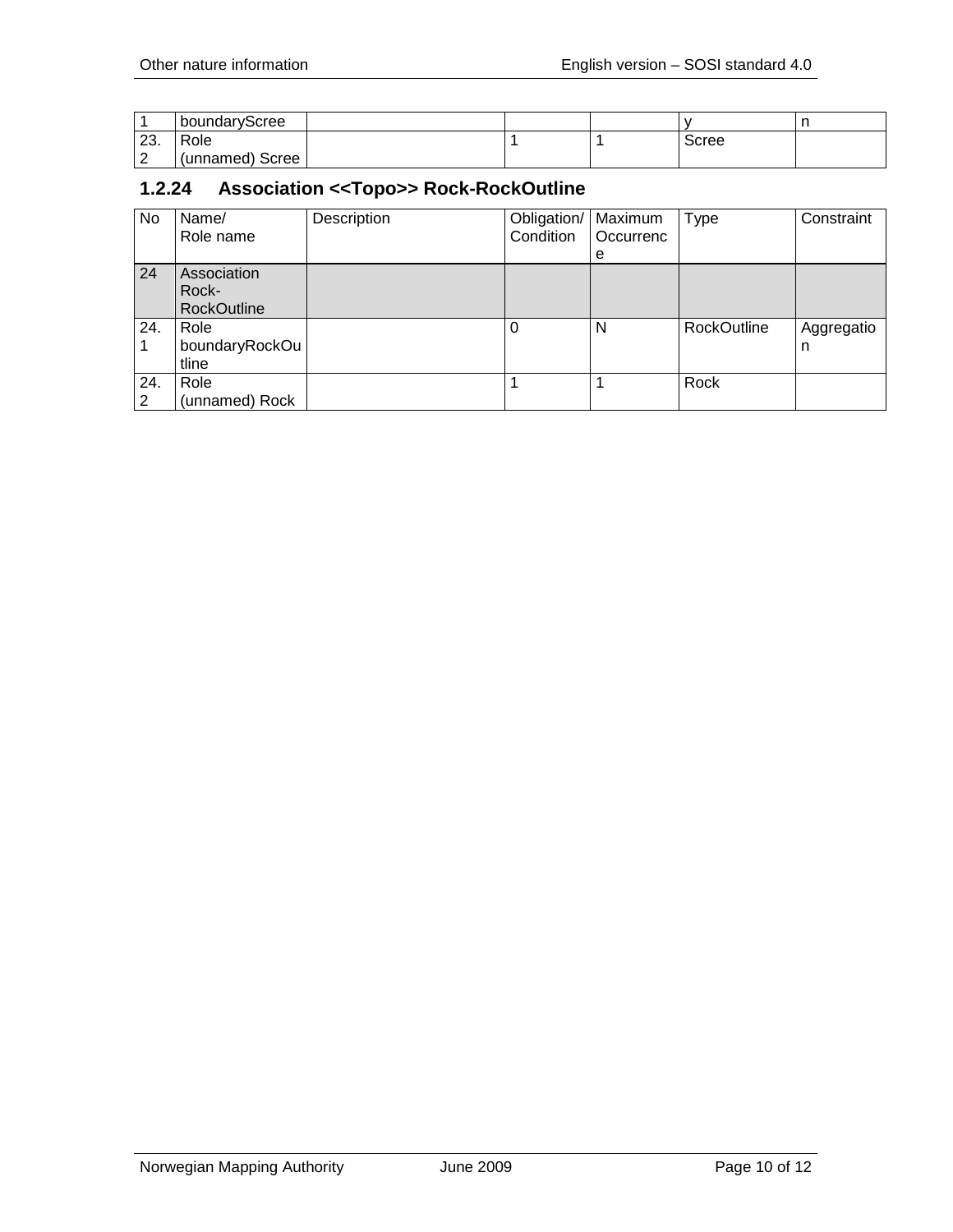| | | | | | | |
|---|---|---|---|---|---|---|
| 1 | boundaryScree | | | | y | n |
| 23.2 | Role (unnamed) Scree | | 1 | 1 | Scree | |

### 1.2.24 Association <<Topo>> Rock-RockOutline

| No | Name/ Role name | Description | Obligation/ Condition | Maximum Occurrence | Type | Constraint |
|---|---|---|---|---|---|---|
| 24 | Association Rock-RockOutline | | | | | |
| 24.1 | Role boundaryRockOutline | | 0 | N | RockOutline | Aggregation |
| 24.2 | Role (unnamed) Rock | | 1 | 1 | Rock | |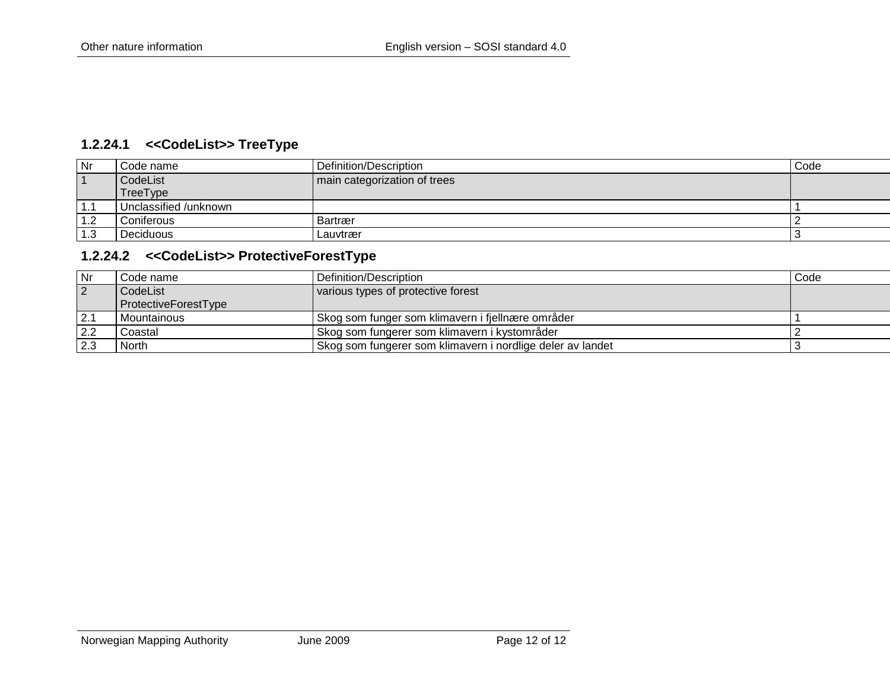### 1.2.24.1 <<CodeList>> TreeType

| Nr | Code name | Definition/Description | Code |
|---|---|---|---|
| 1 | CodeList TreeType | main categorization of trees | |
| 1.1 | Unclassified /unknown | | 1 |
| 1.2 | Coniferous | Bartrær | 2 |
| 1.3 | Deciduous | Lauvtrær | 3 |

### 1.2.24.2 <<CodeList>> ProtectiveForestType

| Nr | Code name | Definition/Description | Code |
|---|---|---|---|
| 2 | CodeList ProtectiveForestType | various types of protective forest | |
| 2.1 | Mountainous | Skog som funger som klimavern i fjellnære områder | 1 |
| 2.2 | Coastal | Skog som fungerer som klimavern i kystområder | 2 |
| 2.3 | North | Skog som fungerer som klimavern i nordlige deler av landet | 3 |